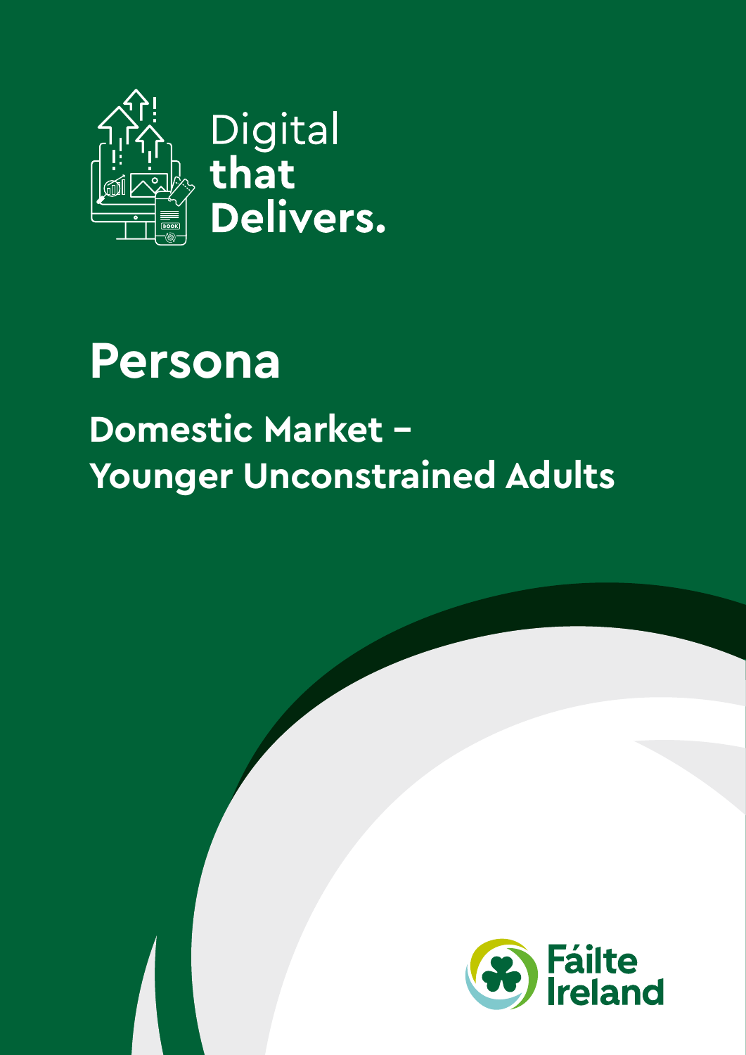Digital **that Delivers.**

# Persona

## Domestic Market – Younger Unconstrained Adults

Fáilte Ireland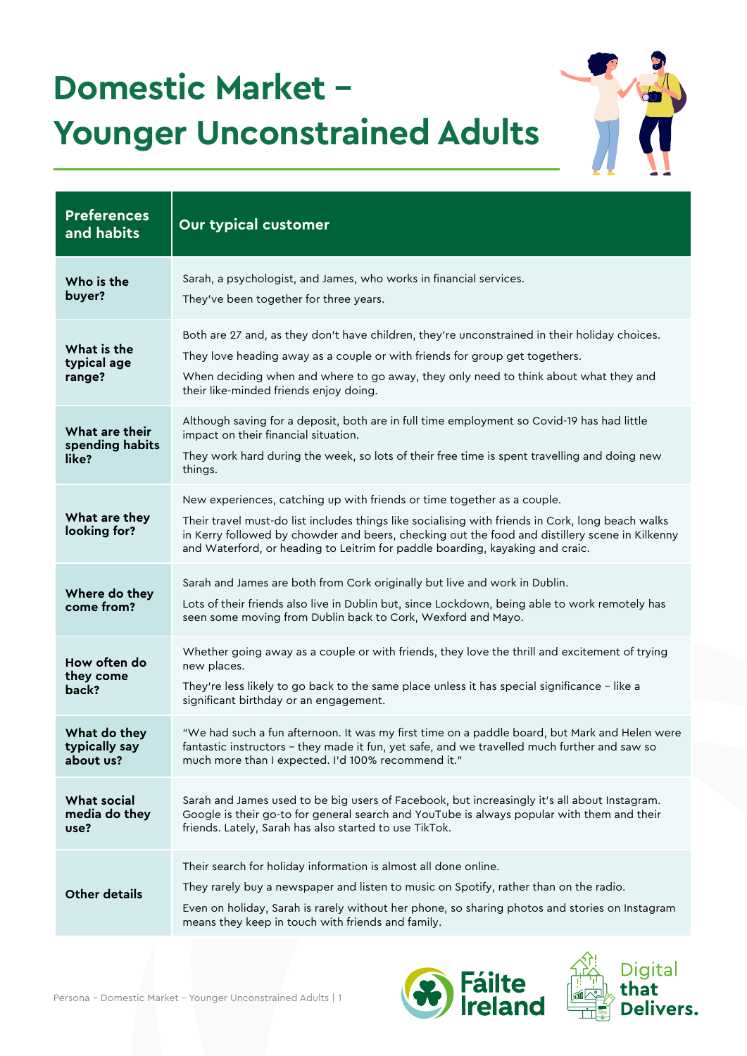# Domestic Market – Younger Unconstrained Adults

| Preferences and habits | Our typical customer |
|---|---|
| **Who is the buyer?** | Sarah, a psychologist, and James, who works in financial services.<br>They've been together for three years. |
| **What is the typical age range?** | Both are 27 and, as they don't have children, they're unconstrained in their holiday choices.<br>They love heading away as a couple or with friends for group get togethers.<br>When deciding when and where to go away, they only need to think about what they and their like-minded friends enjoy doing. |
| **What are their spending habits like?** | Although saving for a deposit, both are in full time employment so Covid-19 has had little impact on their financial situation.<br>They work hard during the week, so lots of their free time is spent travelling and doing new things. |
| **What are they looking for?** | New experiences, catching up with friends or time together as a couple.<br>Their travel must-do list includes things like socialising with friends in Cork, long beach walks in Kerry followed by chowder and beers, checking out the food and distillery scene in Kilkenny and Waterford, or heading to Leitrim for paddle boarding, kayaking and craic. |
| **Where do they come from?** | Sarah and James are both from Cork originally but live and work in Dublin.<br>Lots of their friends also live in Dublin but, since Lockdown, being able to work remotely has seen some moving from Dublin back to Cork, Wexford and Mayo. |
| **How often do they come back?** | Whether going away as a couple or with friends, they love the thrill and excitement of trying new places.<br>They're less likely to go back to the same place unless it has special significance – like a significant birthday or an engagement. |
| **What do they typically say about us?** | "We had such a fun afternoon. It was my first time on a paddle board, but Mark and Helen were fantastic instructors – they made it fun, yet safe, and we travelled much further and saw so much more than I expected. I'd 100% recommend it." |
| **What social media do they use?** | Sarah and James used to be big users of Facebook, but increasingly it's all about Instagram. Google is their go-to for general search and YouTube is always popular with them and their friends. Lately, Sarah has also started to use TikTok. |
| **Other details** | Their search for holiday information is almost all done online.<br>They rarely buy a newspaper and listen to music on Spotify, rather than on the radio.<br>Even on holiday, Sarah is rarely without her phone, so sharing photos and stories on Instagram means they keep in touch with friends and family. |

Fáilte Ireland

Digital that Delivers.